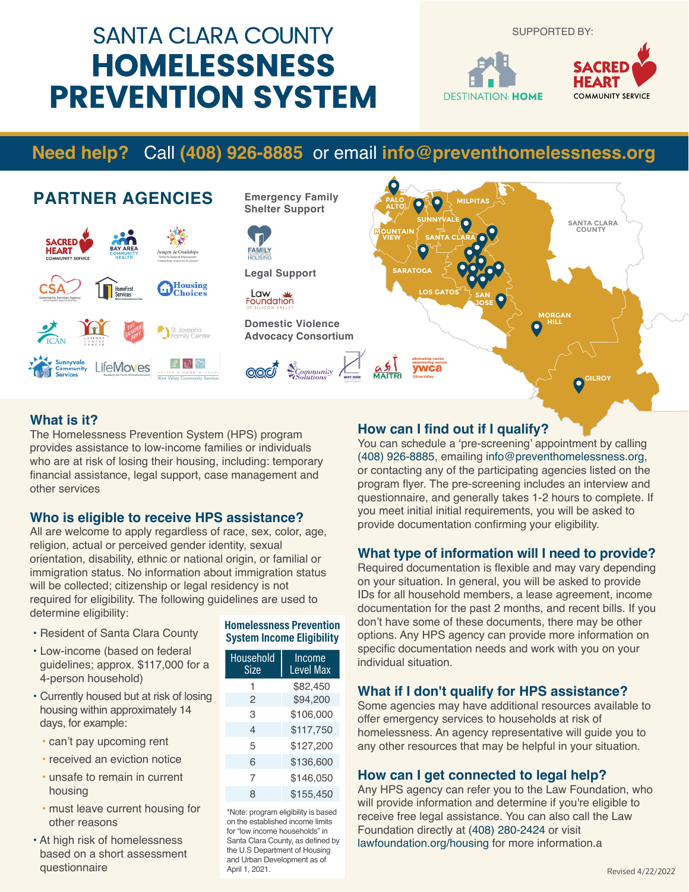# SANTA CLARA COUNTY HOMELESSNESS PREVENTION SYSTEM

SUPPORTED BY: DESTINATION: HOME, SACRED HEART COMMUNITY SERVICE

**Need help?** Call **(408) 926-8885** or email **info@preventhomelessness.org**

## PARTNER AGENCIES

Sacred Heart Community Service, Bay Area Community Health, Amigos de Guadalupe, CSA Community Services Agency, HomeFirst Services, Housing Choices, ICAN, Latinas Contra Cancer, The Salvation Army, St. Joseph's Family Center, Sunnyvale Community Services, LifeMoves, West Valley Community Services

**Emergency Family Shelter Support**

Family Supportive Housing

**Legal Support**

Law Foundation of Silicon Valley

**Domestic Violence Advocacy Consortium**

AACI, Community Solutions, Next Door Solutions, Maitri, YWCA Silicon Valley

Palo Alto, Milpitas, Sunnyvale, Mountain View, Santa Clara, Santa Clara County, Saratoga, Los Gatos, San Jose, Morgan Hill, Gilroy

## What is it?

The Homelessness Prevention System (HPS) program provides assistance to low-income families or individuals who are at risk of losing their housing, including: temporary financial assistance, legal support, case management and other services

## Who is eligible to receive HPS assistance?

All are welcome to apply regardless of race, sex, color, age, religion, actual or perceived gender identity, sexual orientation, disability, ethnic or national origin, or familial or immigration status. No information about immigration status will be collected; citizenship or legal residency is not required for eligibility. The following guidelines are used to determine eligibility:

- Resident of Santa Clara County
- Low-income (based on federal guidelines; approx. $117,000 for a 4-person household)
- Currently housed but at risk of losing housing within approximately 14 days, for example:
  - can't pay upcoming rent
  - received an eviction notice
  - unsafe to remain in current housing
  - must leave current housing for other reasons
- At high risk of homelessness based on a short assessment questionnaire

**Homelessness Prevention System Income Eligibility**

| Household Size | Income Level Max |
|---|---|
| 1 | $82,450 |
| 2 | $94,200 |
| 3 | $106,000 |
| 4 | $117,750 |
| 5 | $127,200 |
| 6 | $136,600 |
| 7 | $146,050 |
| 8 | $155,450 |

*Note: program eligibility is based on the established income limits for "low income households" in Santa Clara County, as defined by the U.S Department of Housing and Urban Development as of April 1, 2021.

## How can I find out if I qualify?

You can schedule a 'pre-screening' appointment by calling (408) 926-8885, emailing info@preventhomelessness.org, or contacting any of the participating agencies listed on the program flyer. The pre-screening includes an interview and questionnaire, and generally takes 1-2 hours to complete. If you meet initial initial requirements, you will be asked to provide documentation confirming your eligibility.

## What type of information will I need to provide?

Required documentation is flexible and may vary depending on your situation. In general, you will be asked to provide IDs for all household members, a lease agreement, income documentation for the past 2 months, and recent bills. If you don't have some of these documents, there may be other options. Any HPS agency can provide more information on specific documentation needs and work with you on your individual situation.

## What if I don't qualify for HPS assistance?

Some agencies may have additional resources available to offer emergency services to households at risk of homelessness. An agency representative will guide you to any other resources that may be helpful in your situation.

## How can I get connected to legal help?

Any HPS agency can refer you to the Law Foundation, who will provide information and determine if you're eligible to receive free legal assistance. You can also call the Law Foundation directly at (408) 280-2424 or visit lawfoundation.org/housing for more information.a

Revised 4/22/2022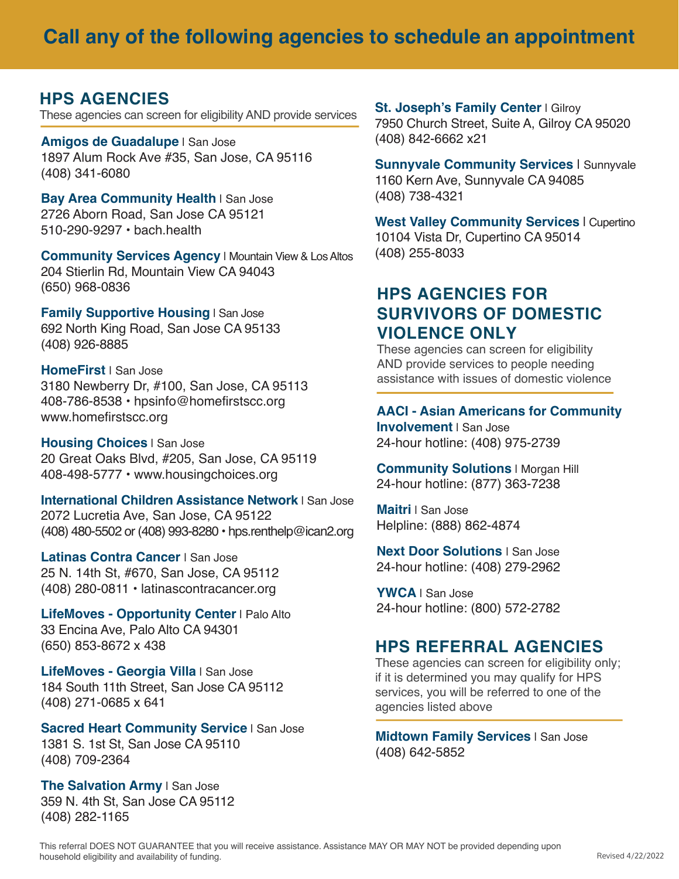# Call any of the following agencies to schedule an appointment

## HPS AGENCIES

These agencies can screen for eligibility AND provide services

**Amigos de Guadalupe** | San Jose
1897 Alum Rock Ave #35, San Jose, CA 95116
(408) 341-6080

**Bay Area Community Health** | San Jose
2726 Aborn Road, San Jose CA 95121
510-290-9297 • bach.health

**Community Services Agency** | Mountain View & Los Altos
204 Stierlin Rd, Mountain View CA 94043
(650) 968-0836

**Family Supportive Housing** | San Jose
692 North King Road, San Jose CA 95133
(408) 926-8885

**HomeFirst** | San Jose
3180 Newberry Dr, #100, San Jose, CA 95113
408-786-8538 • hpsinfo@homefirstscc.org
www.homefirstscc.org

**Housing Choices** | San Jose
20 Great Oaks Blvd, #205, San Jose, CA 95119
408-498-5777 • www.housingchoices.org

**International Children Assistance Network** | San Jose
2072 Lucretia Ave, San Jose, CA 95122
(408) 480-5502 or (408) 993-8280 • hps.renthelp@ican2.org

**Latinas Contra Cancer** | San Jose
25 N. 14th St, #670, San Jose, CA 95112
(408) 280-0811 • latinascontracancer.org

**LifeMoves - Opportunity Center** | Palo Alto
33 Encina Ave, Palo Alto CA 94301
(650) 853-8672 x 438

**LifeMoves - Georgia Villa** | San Jose
184 South 11th Street, San Jose CA 95112
(408) 271-0685 x 641

**Sacred Heart Community Service** | San Jose
1381 S. 1st St, San Jose CA 95110
(408) 709-2364

**The Salvation Army** | San Jose
359 N. 4th St, San Jose CA 95112
(408) 282-1165

**St. Joseph's Family Center** | Gilroy
7950 Church Street, Suite A, Gilroy CA 95020
(408) 842-6662 x21

**Sunnyvale Community Services** | Sunnyvale
1160 Kern Ave, Sunnyvale CA 94085
(408) 738-4321

**West Valley Community Services** | Cupertino
10104 Vista Dr, Cupertino CA 95014
(408) 255-8033

## HPS AGENCIES FOR SURVIVORS OF DOMESTIC VIOLENCE ONLY

These agencies can screen for eligibility AND provide services to people needing assistance with issues of domestic violence

**AACI - Asian Americans for Community Involvement** | San Jose
24-hour hotline: (408) 975-2739

**Community Solutions** | Morgan Hill
24-hour hotline: (877) 363-7238

**Maitri** | San Jose
Helpline: (888) 862-4874

**Next Door Solutions** | San Jose
24-hour hotline: (408) 279-2962

**YWCA** | San Jose
24-hour hotline: (800) 572-2782

## HPS REFERRAL AGENCIES

These agencies can screen for eligibility only; if it is determined you may qualify for HPS services, you will be referred to one of the agencies listed above

**Midtown Family Services** | San Jose
(408) 642-5852

This referral DOES NOT GUARANTEE that you will receive assistance. Assistance MAY OR MAY NOT be provided depending upon household eligibility and availability of funding.

Revised 4/22/2022